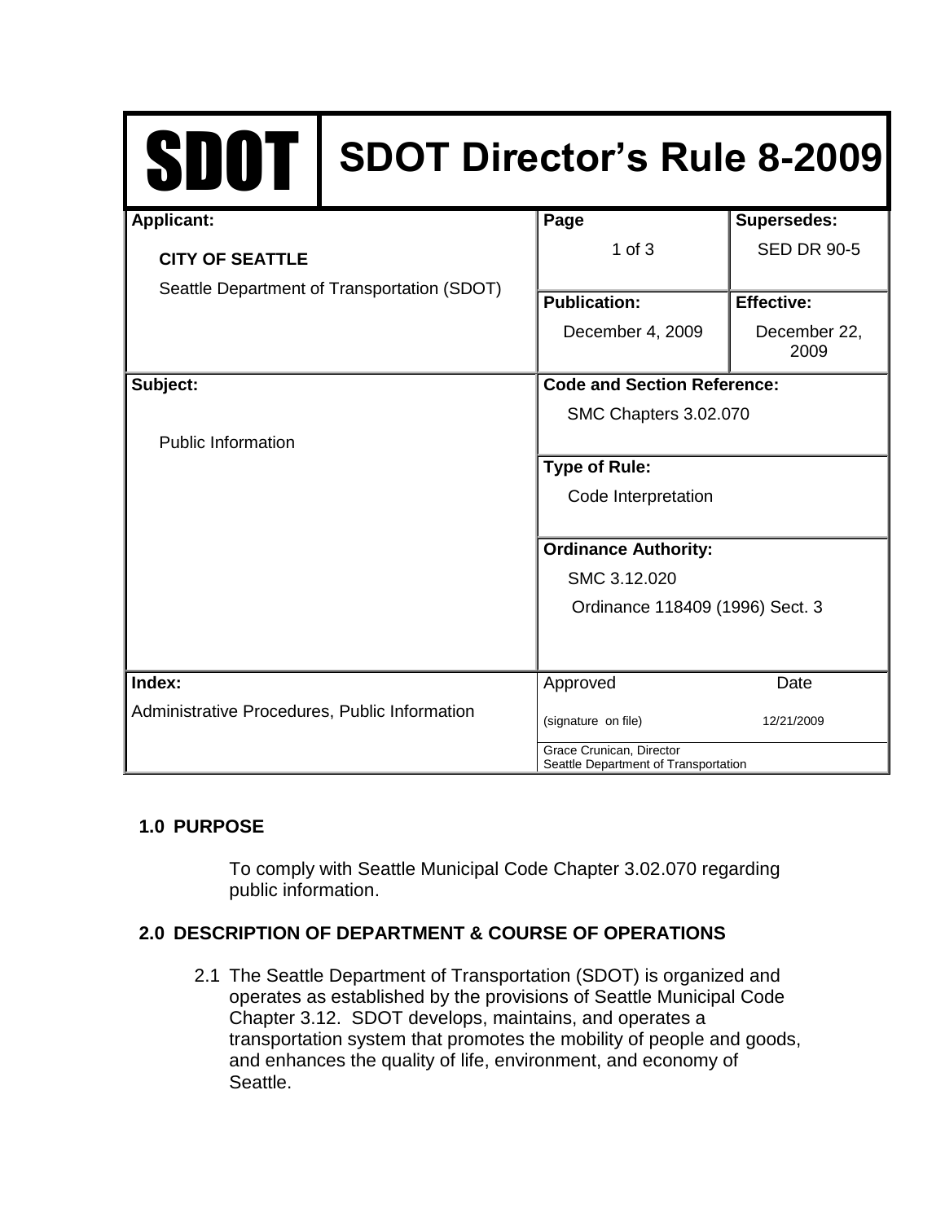# SDOT Director's Rule 8-2009

| **Applicant:** CITY OF SEATTLE Seattle Department of Transportation (SDOT) | **Page** 1 of 3 | **Supersedes:** SED DR 90-5 |
|---|---|---|
| | **Publication:** December 4, 2009 | **Effective:** December 22, 2009 |
| **Subject:** Public Information | **Code and Section Reference:** SMC Chapters 3.02.070 | |
| | **Type of Rule:** Code Interpretation | |
| | **Ordinance Authority:** SMC 3.12.020 Ordinance 118409 (1996) Sect. 3 | |
| **Index:** Administrative Procedures, Public Information | Approved (signature on file) | Date 12/21/2009 |
| | Grace Crunican, Director Seattle Department of Transportation | |

## 1.0 PURPOSE

To comply with Seattle Municipal Code Chapter 3.02.070 regarding public information.

## 2.0 DESCRIPTION OF DEPARTMENT & COURSE OF OPERATIONS

2.1 The Seattle Department of Transportation (SDOT) is organized and operates as established by the provisions of Seattle Municipal Code Chapter 3.12. SDOT develops, maintains, and operates a transportation system that promotes the mobility of people and goods, and enhances the quality of life, environment, and economy of Seattle.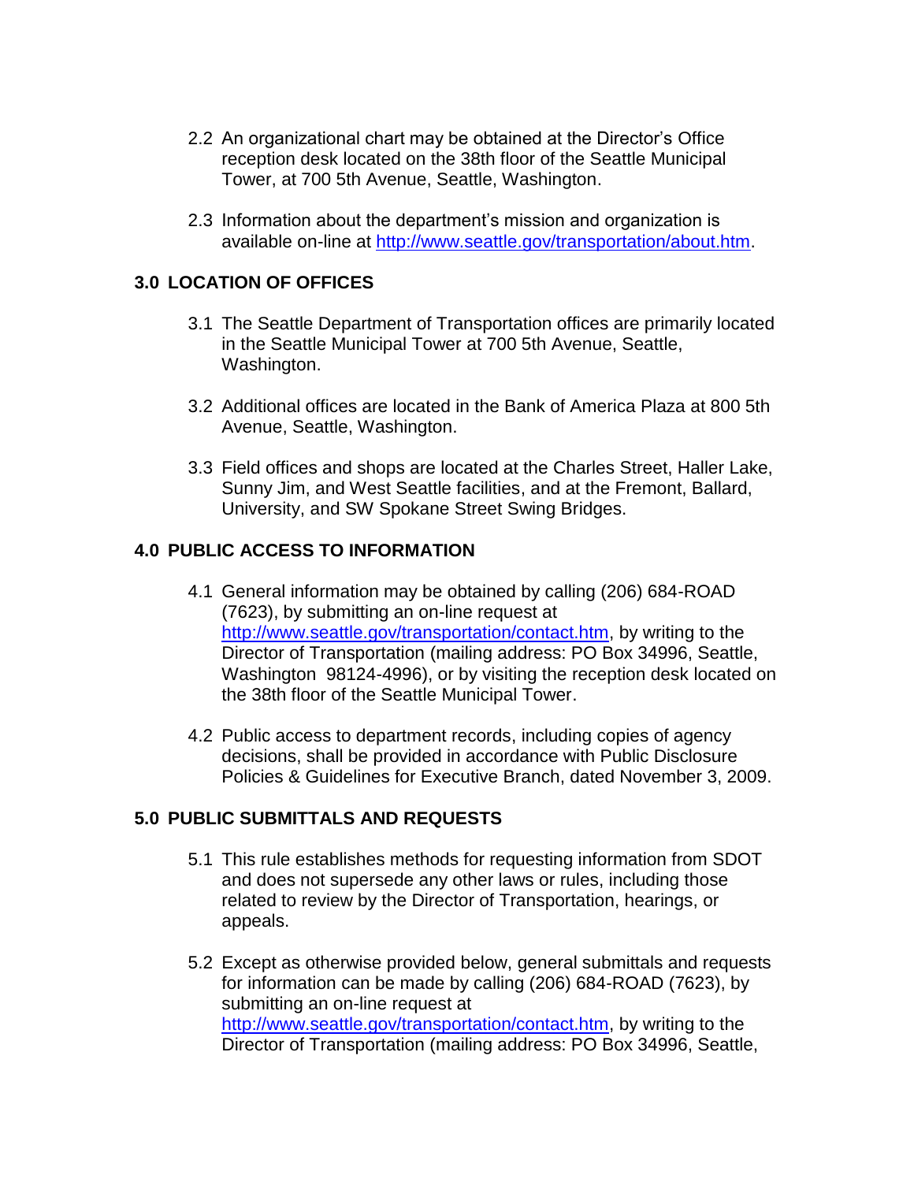2.2 An organizational chart may be obtained at the Director's Office reception desk located on the 38th floor of the Seattle Municipal Tower, at 700 5th Avenue, Seattle, Washington.

2.3 Information about the department's mission and organization is available on-line at http://www.seattle.gov/transportation/about.htm.

## 3.0 LOCATION OF OFFICES

3.1 The Seattle Department of Transportation offices are primarily located in the Seattle Municipal Tower at 700 5th Avenue, Seattle, Washington.

3.2 Additional offices are located in the Bank of America Plaza at 800 5th Avenue, Seattle, Washington.

3.3 Field offices and shops are located at the Charles Street, Haller Lake, Sunny Jim, and West Seattle facilities, and at the Fremont, Ballard, University, and SW Spokane Street Swing Bridges.

## 4.0 PUBLIC ACCESS TO INFORMATION

4.1 General information may be obtained by calling (206) 684-ROAD (7623), by submitting an on-line request at http://www.seattle.gov/transportation/contact.htm, by writing to the Director of Transportation (mailing address: PO Box 34996, Seattle, Washington 98124-4996), or by visiting the reception desk located on the 38th floor of the Seattle Municipal Tower.

4.2 Public access to department records, including copies of agency decisions, shall be provided in accordance with Public Disclosure Policies & Guidelines for Executive Branch, dated November 3, 2009.

## 5.0 PUBLIC SUBMITTALS AND REQUESTS

5.1 This rule establishes methods for requesting information from SDOT and does not supersede any other laws or rules, including those related to review by the Director of Transportation, hearings, or appeals.

5.2 Except as otherwise provided below, general submittals and requests for information can be made by calling (206) 684-ROAD (7623), by submitting an on-line request at http://www.seattle.gov/transportation/contact.htm, by writing to the Director of Transportation (mailing address: PO Box 34996, Seattle,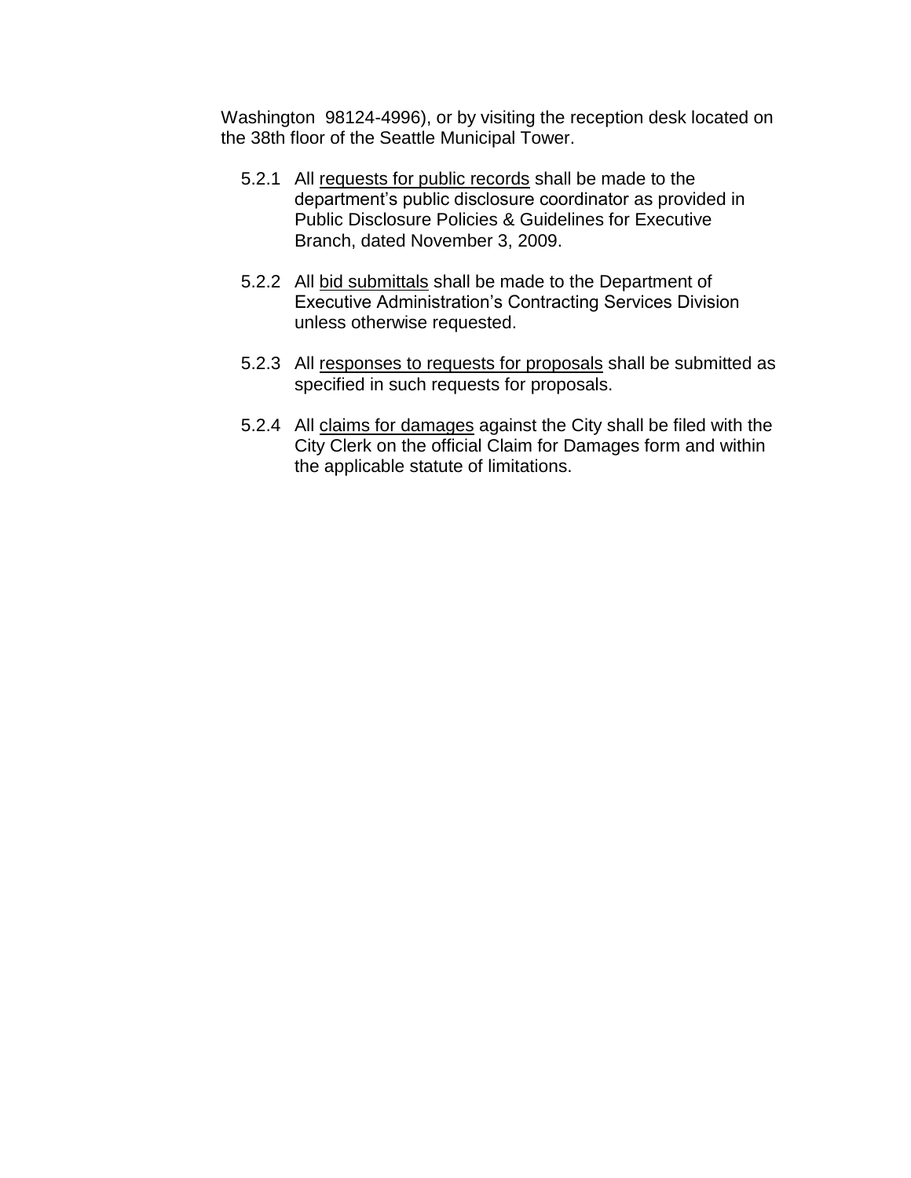Washington  98124-4996), or by visiting the reception desk located on the 38th floor of the Seattle Municipal Tower.

5.2.1  All <u>requests for public records</u> shall be made to the department's public disclosure coordinator as provided in Public Disclosure Policies & Guidelines for Executive Branch, dated November 3, 2009.

5.2.2  All <u>bid submittals</u> shall be made to the Department of Executive Administration's Contracting Services Division unless otherwise requested.

5.2.3  All <u>responses to requests for proposals</u> shall be submitted as specified in such requests for proposals.

5.2.4  All <u>claims for damages</u> against the City shall be filed with the City Clerk on the official Claim for Damages form and within the applicable statute of limitations.